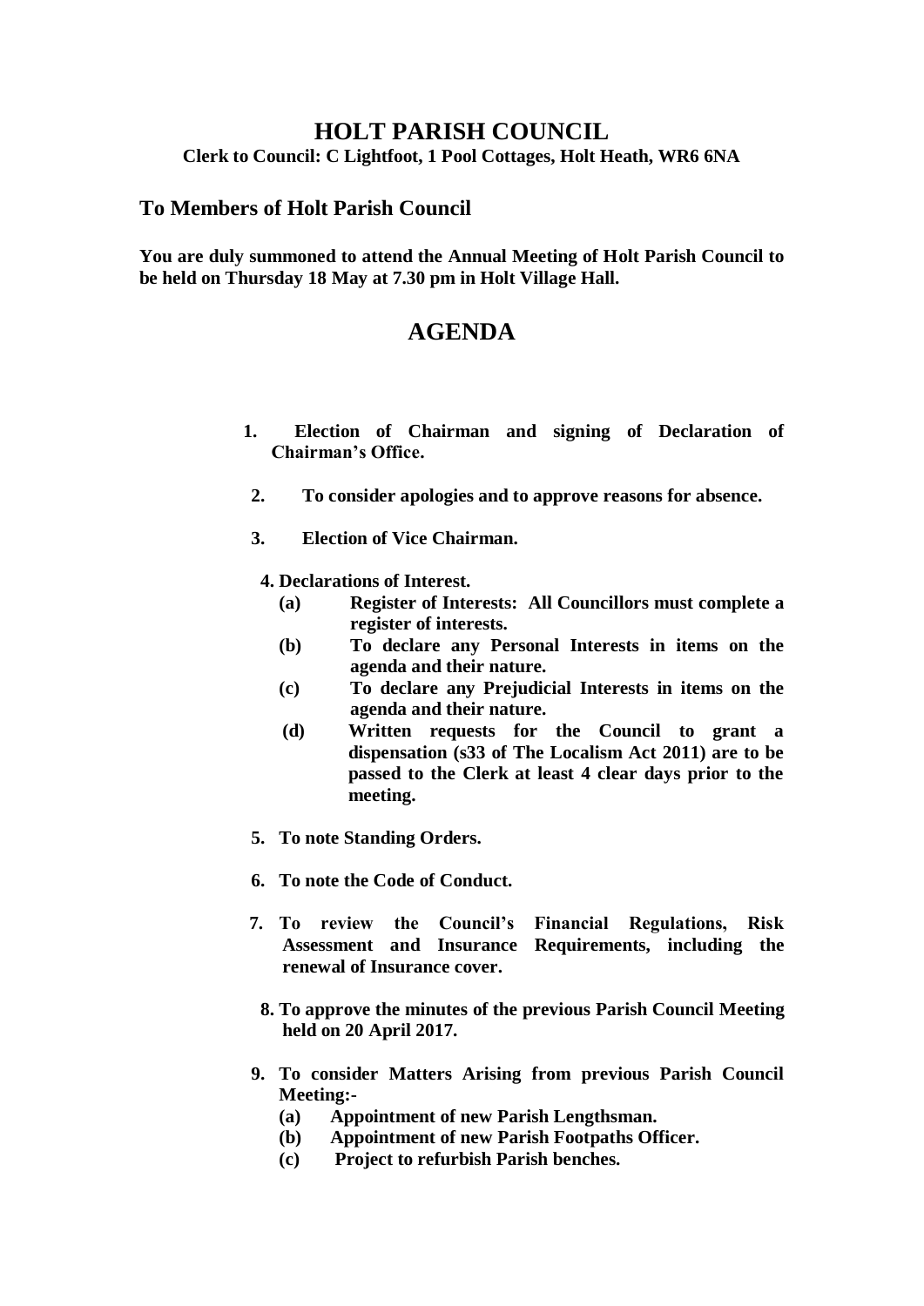# HOLT PARISH COUNCIL

**Clerk to Council: C Lightfoot, 1 Pool Cottages, Holt Heath, WR6 6NA**

## To Members of Holt Parish Council

**You are duly summoned to attend the Annual Meeting of Holt Parish Council to be held on Thursday 18 May at 7.30 pm in Holt Village Hall.**

## AGENDA

1. **Election of Chairman and signing of Declaration of Chairman's Office.**
2. **To consider apologies and to approve reasons for absence.**
3. **Election of Vice Chairman.**
4. **Declarations of Interest.**
   - **(a) Register of Interests: All Councillors must complete a register of interests.**
   - **(b) To declare any Personal Interests in items on the agenda and their nature.**
   - **(c) To declare any Prejudicial Interests in items on the agenda and their nature.**
   - **(d) Written requests for the Council to grant a dispensation (s33 of The Localism Act 2011) are to be passed to the Clerk at least 4 clear days prior to the meeting.**
5. **To note Standing Orders.**
6. **To note the Code of Conduct.**
7. **To review the Council's Financial Regulations, Risk Assessment and Insurance Requirements, including the renewal of Insurance cover.**
8. **To approve the minutes of the previous Parish Council Meeting held on 20 April 2017.**
9. **To consider Matters Arising from previous Parish Council Meeting:-**
   - **(a) Appointment of new Parish Lengthsman.**
   - **(b) Appointment of new Parish Footpaths Officer.**
   - **(c) Project to refurbish Parish benches.**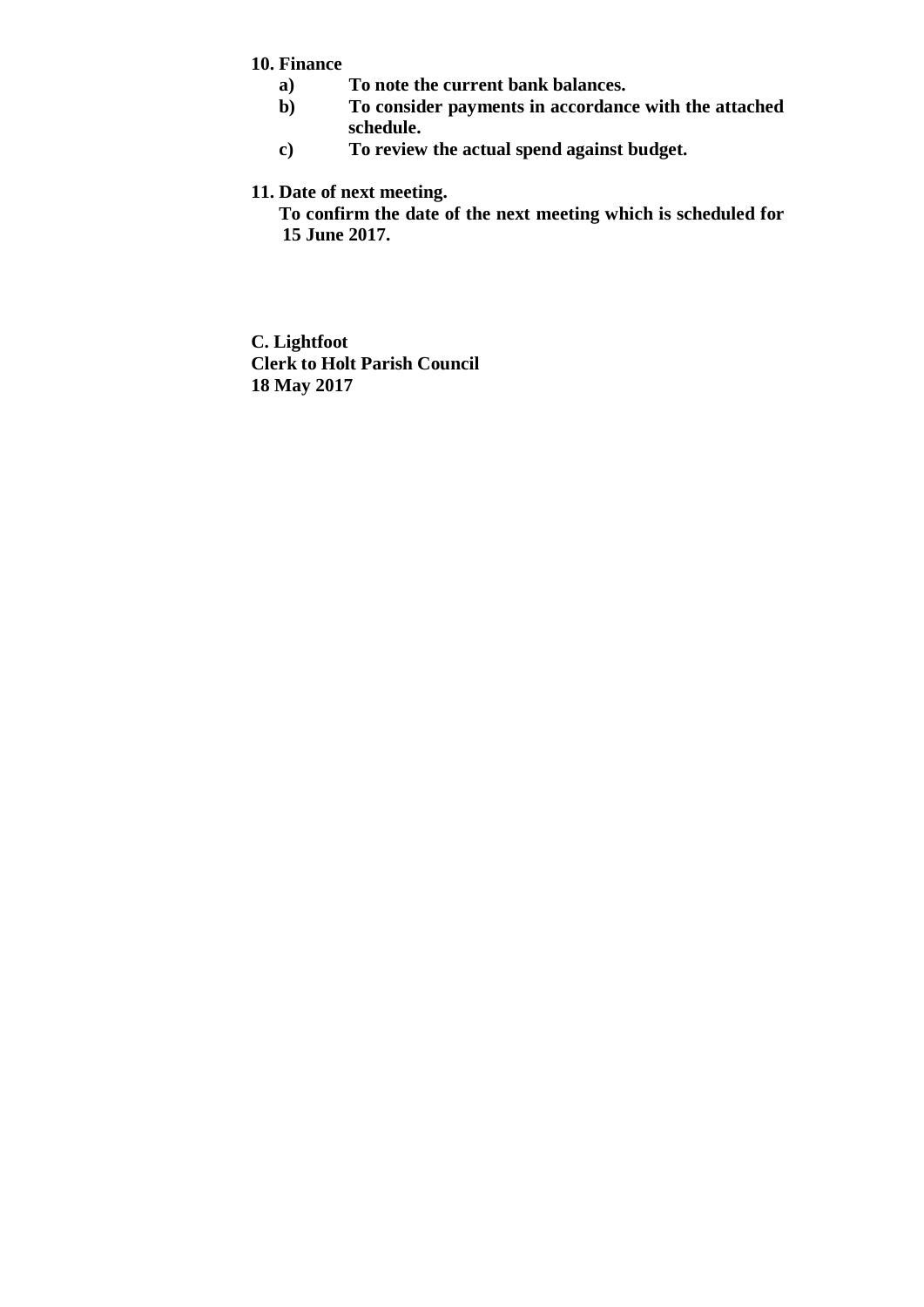**10. Finance**

- **a) To note the current bank balances.**
- **b) To consider payments in accordance with the attached schedule.**
- **c) To review the actual spend against budget.**

**11. Date of next meeting.**

**To confirm the date of the next meeting which is scheduled for 15 June 2017.**

**C. Lightfoot**
**Clerk to Holt Parish Council**
**18 May 2017**